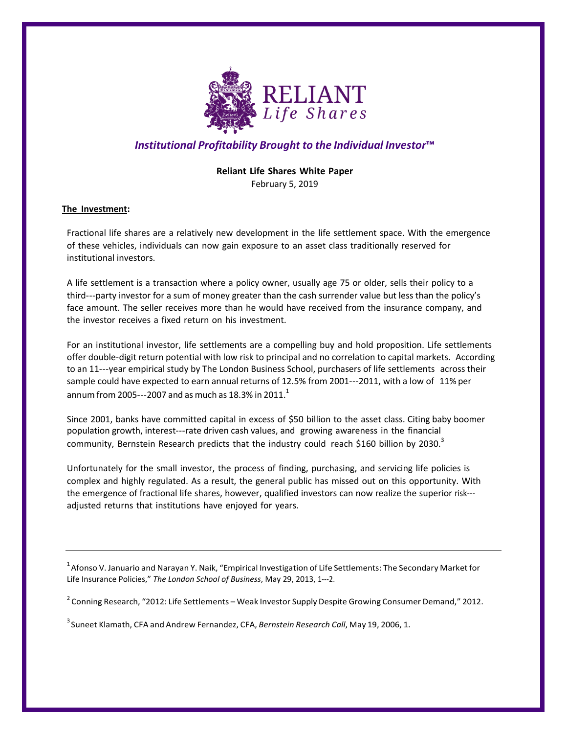# RELIANT
*Life Shares*

## *Institutional Profitability Brought to the Individual Investor™*

**Reliant Life Shares White Paper**
February 5, 2019

**<u>The Investment</u>:**

Fractional life shares are a relatively new development in the life settlement space. With the emergence of these vehicles, individuals can now gain exposure to an asset class traditionally reserved for institutional investors.

A life settlement is a transaction where a policy owner, usually age 75 or older, sells their policy to a third---party investor for a sum of money greater than the cash surrender value but less than the policy's face amount. The seller receives more than he would have received from the insurance company, and the investor receives a fixed return on his investment.

For an institutional investor, life settlements are a compelling buy and hold proposition. Life settlements offer double-digit return potential with low risk to principal and no correlation to capital markets. According to an 11---year empirical study by The London Business School, purchasers of life settlements across their sample could have expected to earn annual returns of 12.5% from 2001---2011, with a low of 11% per annum from 2005---2007 and as much as 18.3% in 2011.[1]

Since 2001, banks have committed capital in excess of $50 billion to the asset class. Citing baby boomer population growth, interest---rate driven cash values, and growing awareness in the financial community, Bernstein Research predicts that the industry could reach $160 billion by 2030.[3]

Unfortunately for the small investor, the process of finding, purchasing, and servicing life policies is complex and highly regulated. As a result, the general public has missed out on this opportunity. With the emergence of fractional life shares, however, qualified investors can now realize the superior risk---adjusted returns that institutions have enjoyed for years.

---

[1] Afonso V. Januario and Narayan Y. Naik, "Empirical Investigation of Life Settlements: The Secondary Market for Life Insurance Policies," *The London School of Business*, May 29, 2013, 1---2.

[2] Conning Research, "2012: Life Settlements – Weak Investor Supply Despite Growing Consumer Demand," 2012.

[3] Suneet Klamath, CFA and Andrew Fernandez, CFA, *Bernstein Research Call*, May 19, 2006, 1.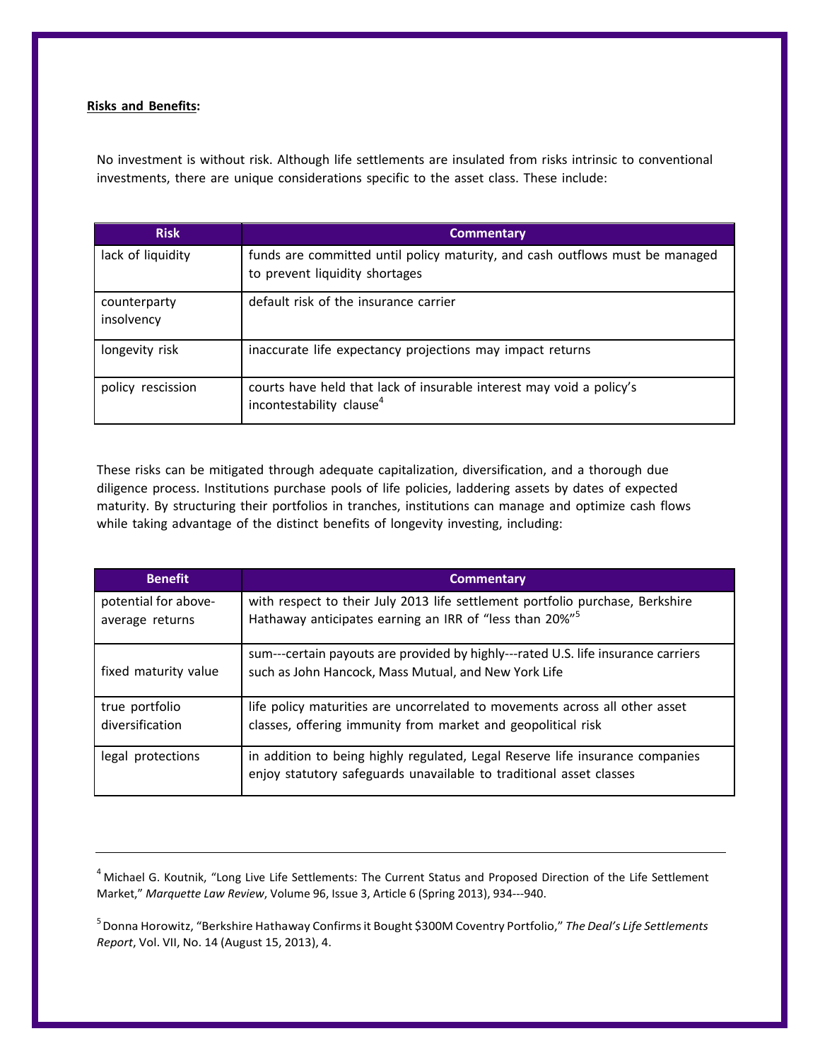**Risks and Benefits:**

No investment is without risk. Although life settlements are insulated from risks intrinsic to conventional investments, there are unique considerations specific to the asset class. These include:

| Risk | Commentary |
|---|---|
| lack of liquidity | funds are committed until policy maturity, and cash outflows must be managed to prevent liquidity shortages |
| counterparty insolvency | default risk of the insurance carrier |
| longevity risk | inaccurate life expectancy projections may impact returns |
| policy rescission | courts have held that lack of insurable interest may void a policy's incontestability clause[4] |

These risks can be mitigated through adequate capitalization, diversification, and a thorough due diligence process. Institutions purchase pools of life policies, laddering assets by dates of expected maturity. By structuring their portfolios in tranches, institutions can manage and optimize cash flows while taking advantage of the distinct benefits of longevity investing, including:

| Benefit | Commentary |
|---|---|
| potential for above-average returns | with respect to their July 2013 life settlement portfolio purchase, Berkshire Hathaway anticipates earning an IRR of "less than 20%"[5] |
| fixed maturity value | sum---certain payouts are provided by highly---rated U.S. life insurance carriers such as John Hancock, Mass Mutual, and New York Life |
| true portfolio diversification | life policy maturities are uncorrelated to movements across all other asset classes, offering immunity from market and geopolitical risk |
| legal protections | in addition to being highly regulated, Legal Reserve life insurance companies enjoy statutory safeguards unavailable to traditional asset classes |

---

[4] Michael G. Koutnik, "Long Live Life Settlements: The Current Status and Proposed Direction of the Life Settlement Market," *Marquette Law Review*, Volume 96, Issue 3, Article 6 (Spring 2013), 934---940.

[5] Donna Horowitz, "Berkshire Hathaway Confirms it Bought $300M Coventry Portfolio," *The Deal's Life Settlements Report*, Vol. VII, No. 14 (August 15, 2013), 4.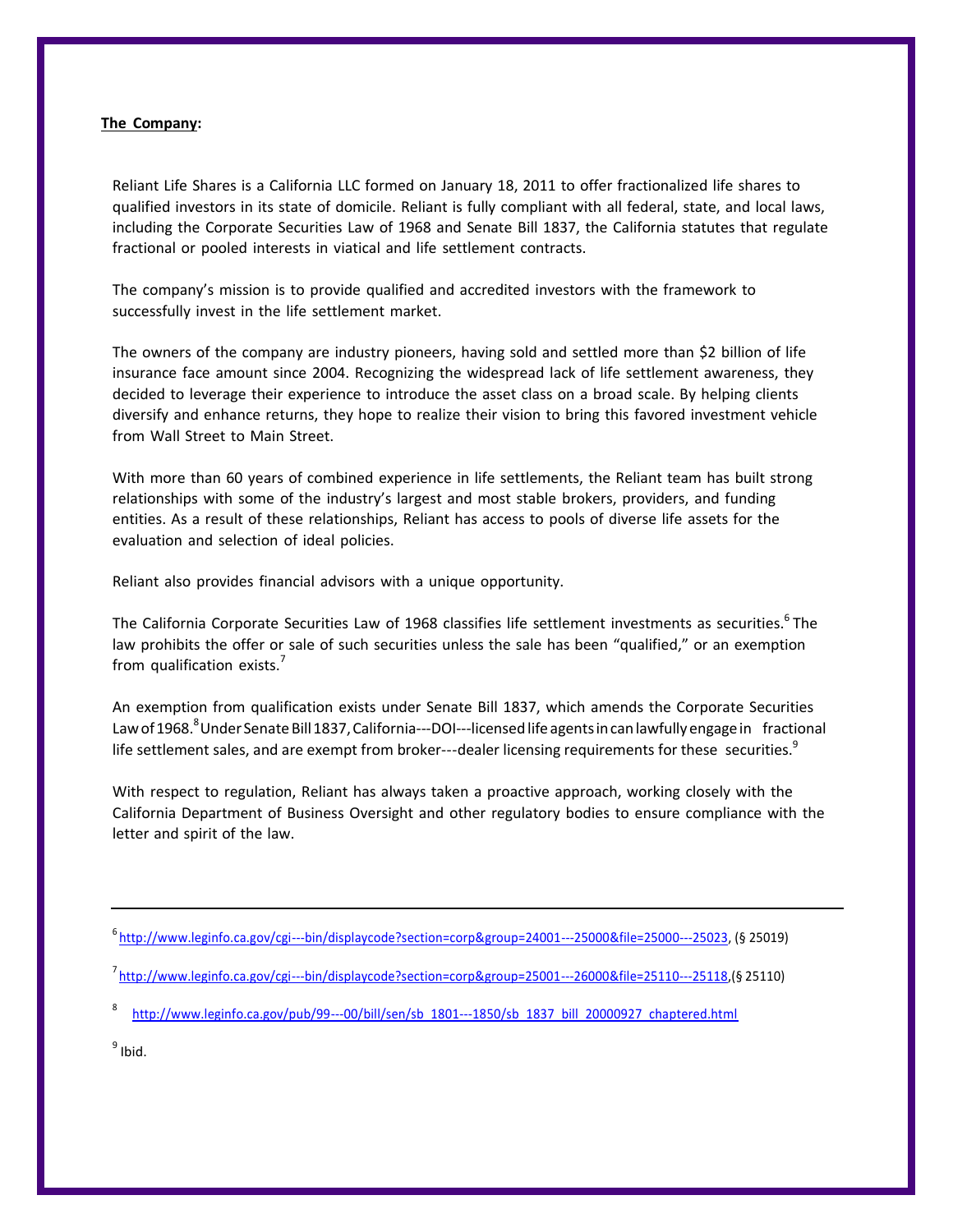**The Company:**

Reliant Life Shares is a California LLC formed on January 18, 2011 to offer fractionalized life shares to qualified investors in its state of domicile. Reliant is fully compliant with all federal, state, and local laws, including the Corporate Securities Law of 1968 and Senate Bill 1837, the California statutes that regulate fractional or pooled interests in viatical and life settlement contracts.

The company's mission is to provide qualified and accredited investors with the framework to successfully invest in the life settlement market.

The owners of the company are industry pioneers, having sold and settled more than $2 billion of life insurance face amount since 2004. Recognizing the widespread lack of life settlement awareness, they decided to leverage their experience to introduce the asset class on a broad scale. By helping clients diversify and enhance returns, they hope to realize their vision to bring this favored investment vehicle from Wall Street to Main Street.

With more than 60 years of combined experience in life settlements, the Reliant team has built strong relationships with some of the industry's largest and most stable brokers, providers, and funding entities. As a result of these relationships, Reliant has access to pools of diverse life assets for the evaluation and selection of ideal policies.

Reliant also provides financial advisors with a unique opportunity.

The California Corporate Securities Law of 1968 classifies life settlement investments as securities.[6] The law prohibits the offer or sale of such securities unless the sale has been "qualified," or an exemption from qualification exists.[7]

An exemption from qualification exists under Senate Bill 1837, which amends the Corporate Securities Law of 1968.[8] Under Senate Bill 1837, California---DOI---licensed life agents in can lawfully engage in fractional life settlement sales, and are exempt from broker---dealer licensing requirements for these securities.[9]

With respect to regulation, Reliant has always taken a proactive approach, working closely with the California Department of Business Oversight and other regulatory bodies to ensure compliance with the letter and spirit of the law.

---

[6] http://www.leginfo.ca.gov/cgi---bin/displaycode?section=corp&group=24001---25000&file=25000---25023, (§ 25019)

[7] http://www.leginfo.ca.gov/cgi---bin/displaycode?section=corp&group=25001---26000&file=25110---25118,(§ 25110)

[8] http://www.leginfo.ca.gov/pub/99---00/bill/sen/sb_1801---1850/sb_1837_bill_20000927_chaptered.html

[9] Ibid.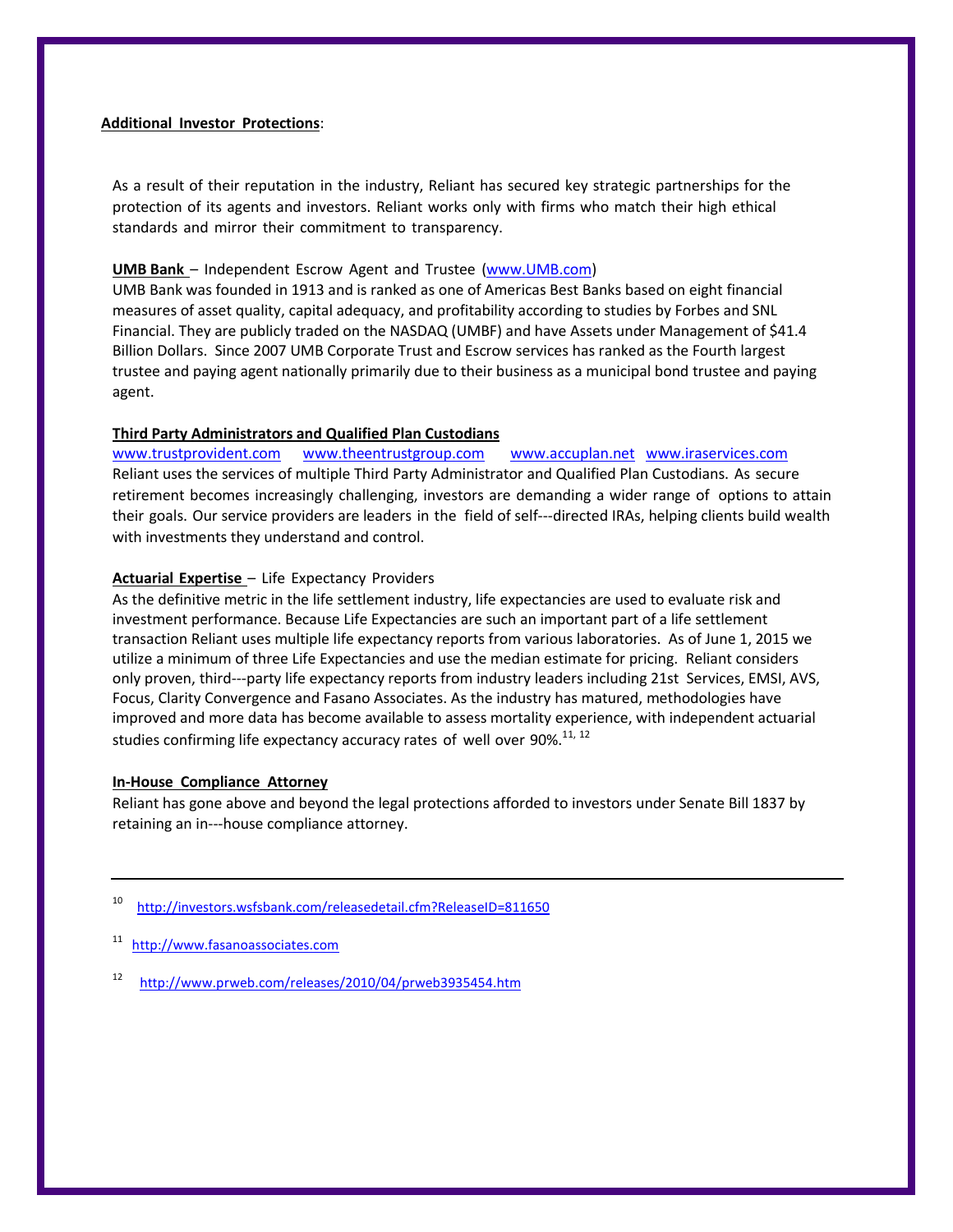**Additional Investor Protections**:

As a result of their reputation in the industry, Reliant has secured key strategic partnerships for the protection of its agents and investors. Reliant works only with firms who match their high ethical standards and mirror their commitment to transparency.

**UMB Bank** – Independent Escrow Agent and Trustee (www.UMB.com)
UMB Bank was founded in 1913 and is ranked as one of Americas Best Banks based on eight financial measures of asset quality, capital adequacy, and profitability according to studies by Forbes and SNL Financial. They are publicly traded on the NASDAQ (UMBF) and have Assets under Management of $41.4 Billion Dollars. Since 2007 UMB Corporate Trust and Escrow services has ranked as the Fourth largest trustee and paying agent nationally primarily due to their business as a municipal bond trustee and paying agent.

**Third Party Administrators and Qualified Plan Custodians**
www.trustprovident.com www.theentrustgroup.com www.accuplan.net www.iraservices.com
Reliant uses the services of multiple Third Party Administrator and Qualified Plan Custodians. As secure retirement becomes increasingly challenging, investors are demanding a wider range of options to attain their goals. Our service providers are leaders in the field of self---directed IRAs, helping clients build wealth with investments they understand and control.

**Actuarial Expertise** – Life Expectancy Providers
As the definitive metric in the life settlement industry, life expectancies are used to evaluate risk and investment performance. Because Life Expectancies are such an important part of a life settlement transaction Reliant uses multiple life expectancy reports from various laboratories. As of June 1, 2015 we utilize a minimum of three Life Expectancies and use the median estimate for pricing. Reliant considers only proven, third---party life expectancy reports from industry leaders including 21st Services, EMSI, AVS, Focus, Clarity Convergence and Fasano Associates. As the industry has matured, methodologies have improved and more data has become available to assess mortality experience, with independent actuarial studies confirming life expectancy accuracy rates of well over 90%.[11, 12]

**In-House Compliance Attorney**
Reliant has gone above and beyond the legal protections afforded to investors under Senate Bill 1837 by retaining an in---house compliance attorney.

---

[10] http://investors.wsfsbank.com/releasedetail.cfm?ReleaseID=811650

[11] http://www.fasanoassociates.com

[12] http://www.prweb.com/releases/2010/04/prweb3935454.htm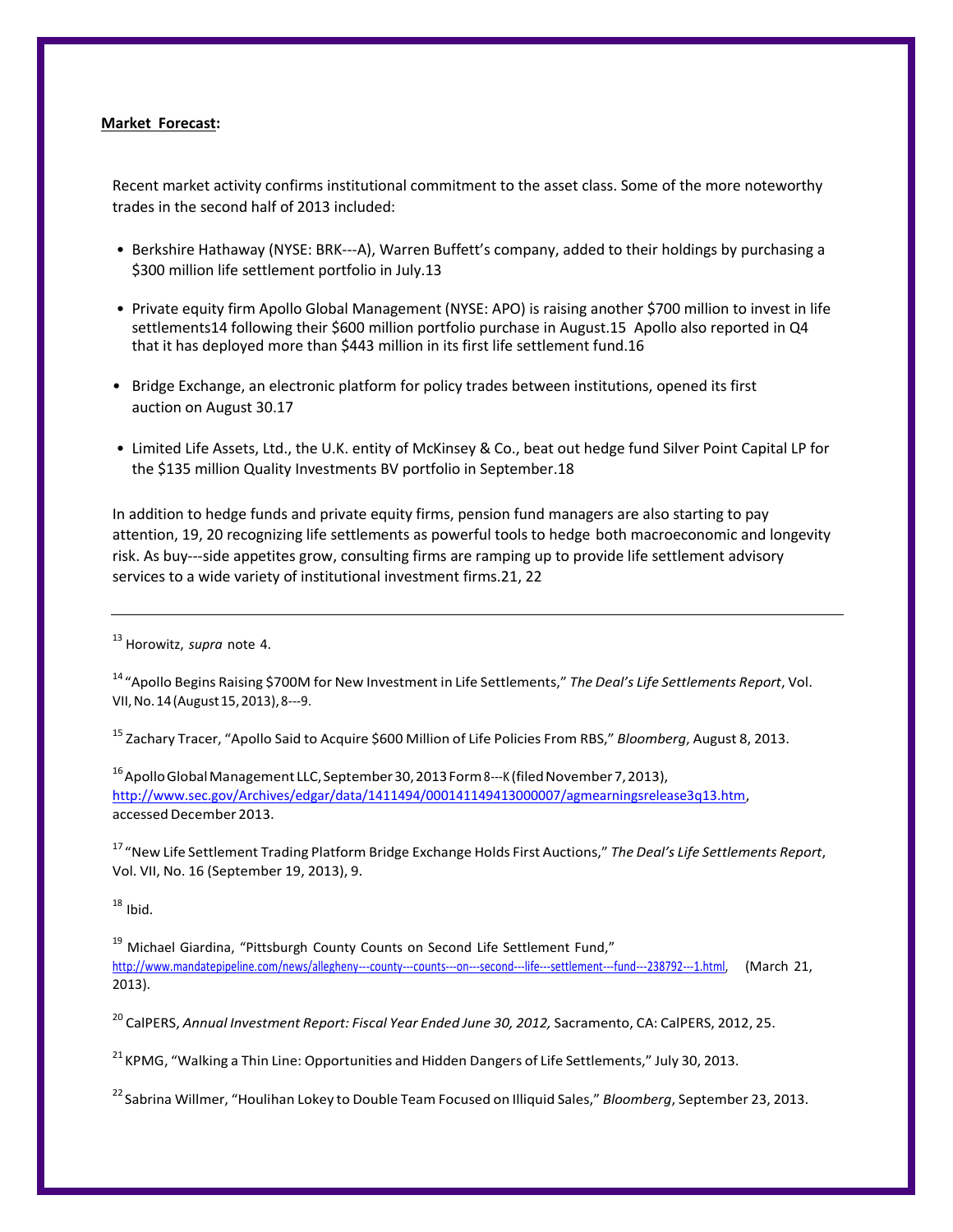**Market Forecast:**

Recent market activity confirms institutional commitment to the asset class. Some of the more noteworthy trades in the second half of 2013 included:

- Berkshire Hathaway (NYSE: BRK---A), Warren Buffett's company, added to their holdings by purchasing a $300 million life settlement portfolio in July.13
- Private equity firm Apollo Global Management (NYSE: APO) is raising another $700 million to invest in life settlements14 following their $600 million portfolio purchase in August.15 Apollo also reported in Q4 that it has deployed more than $443 million in its first life settlement fund.16
- Bridge Exchange, an electronic platform for policy trades between institutions, opened its first auction on August 30.17
- Limited Life Assets, Ltd., the U.K. entity of McKinsey & Co., beat out hedge fund Silver Point Capital LP for the $135 million Quality Investments BV portfolio in September.18

In addition to hedge funds and private equity firms, pension fund managers are also starting to pay attention, 19, 20 recognizing life settlements as powerful tools to hedge both macroeconomic and longevity risk. As buy---side appetites grow, consulting firms are ramping up to provide life settlement advisory services to a wide variety of institutional investment firms.21, 22

---

[13] Horowitz, *supra* note 4.

[14] "Apollo Begins Raising $700M for New Investment in Life Settlements," *The Deal's Life Settlements Report*, Vol. VII, No. 14 (August 15, 2013), 8---9.

[15] Zachary Tracer, "Apollo Said to Acquire $600 Million of Life Policies From RBS," *Bloomberg*, August 8, 2013.

[16] Apollo Global Management LLC, September 30, 2013 Form 8---K (filed November 7, 2013), http://www.sec.gov/Archives/edgar/data/1411494/000141149413000007/agmearningsrelease3q13.htm, accessed December 2013.

[17] "New Life Settlement Trading Platform Bridge Exchange Holds First Auctions," *The Deal's Life Settlements Report*, Vol. VII, No. 16 (September 19, 2013), 9.

[18] Ibid.

[19] Michael Giardina, "Pittsburgh County Counts on Second Life Settlement Fund," http://www.mandatepipeline.com/news/allegheny---county---counts---on---second---life---settlement---fund---238792---1.html, (March 21, 2013).

[20] CalPERS, *Annual Investment Report: Fiscal Year Ended June 30, 2012,* Sacramento, CA: CalPERS, 2012, 25.

[21] KPMG, "Walking a Thin Line: Opportunities and Hidden Dangers of Life Settlements," July 30, 2013.

[22] Sabrina Willmer, "Houlihan Lokey to Double Team Focused on Illiquid Sales," *Bloomberg*, September 23, 2013.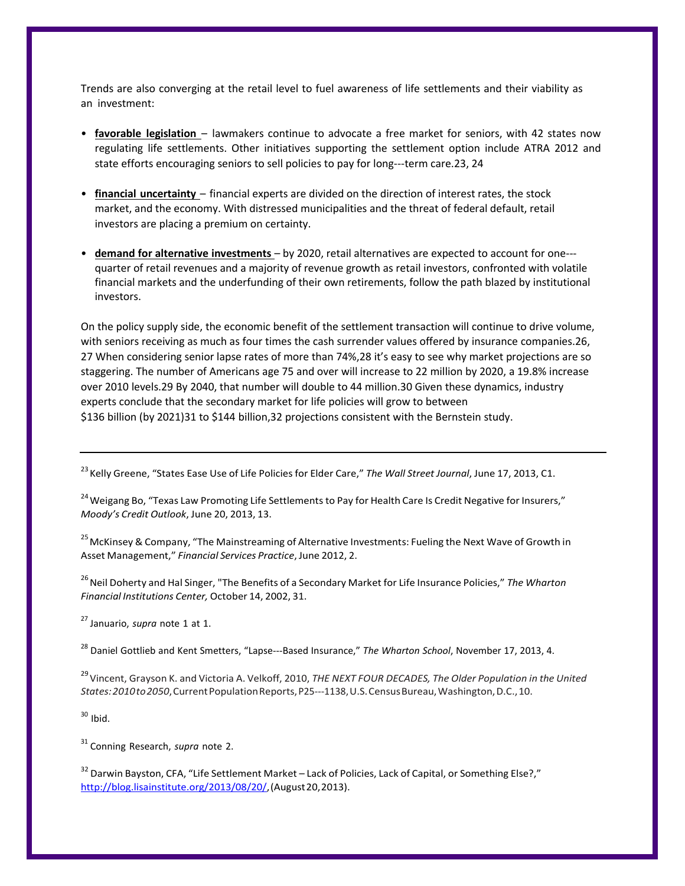Trends are also converging at the retail level to fuel awareness of life settlements and their viability as an investment:

- **favorable legislation** – lawmakers continue to advocate a free market for seniors, with 42 states now regulating life settlements. Other initiatives supporting the settlement option include ATRA 2012 and state efforts encouraging seniors to sell policies to pay for long---term care.23, 24
- **financial uncertainty** – financial experts are divided on the direction of interest rates, the stock market, and the economy. With distressed municipalities and the threat of federal default, retail investors are placing a premium on certainty.
- **demand for alternative investments** – by 2020, retail alternatives are expected to account for one---quarter of retail revenues and a majority of revenue growth as retail investors, confronted with volatile financial markets and the underfunding of their own retirements, follow the path blazed by institutional investors.

On the policy supply side, the economic benefit of the settlement transaction will continue to drive volume, with seniors receiving as much as four times the cash surrender values offered by insurance companies.26, 27 When considering senior lapse rates of more than 74%,28 it's easy to see why market projections are so staggering. The number of Americans age 75 and over will increase to 22 million by 2020, a 19.8% increase over 2010 levels.29 By 2040, that number will double to 44 million.30 Given these dynamics, industry experts conclude that the secondary market for life policies will grow to between $136 billion (by 2021)31 to $144 billion,32 projections consistent with the Bernstein study.

---

[23] Kelly Greene, "States Ease Use of Life Policies for Elder Care," *The Wall Street Journal*, June 17, 2013, C1.

[24] Weigang Bo, "Texas Law Promoting Life Settlements to Pay for Health Care Is Credit Negative for Insurers," *Moody's Credit Outlook*, June 20, 2013, 13.

[25] McKinsey & Company, "The Mainstreaming of Alternative Investments: Fueling the Next Wave of Growth in Asset Management," *Financial Services Practice*, June 2012, 2.

[26] Neil Doherty and Hal Singer, "The Benefits of a Secondary Market for Life Insurance Policies," *The Wharton Financial Institutions Center,* October 14, 2002, 31.

[27] Januario, *supra* note 1 at 1.

[28] Daniel Gottlieb and Kent Smetters, "Lapse---Based Insurance," *The Wharton School*, November 17, 2013, 4.

[29] Vincent, Grayson K. and Victoria A. Velkoff, 2010, *THE NEXT FOUR DECADES, The Older Population in the United States: 2010 to 2050*, Current Population Reports, P25---1138, U.S. Census Bureau, Washington, D.C., 10.

[30] Ibid.

[31] Conning Research, *supra* note 2.

[32] Darwin Bayston, CFA, "Life Settlement Market – Lack of Policies, Lack of Capital, or Something Else?," http://blog.lisainstitute.org/2013/08/20/, (August 20, 2013).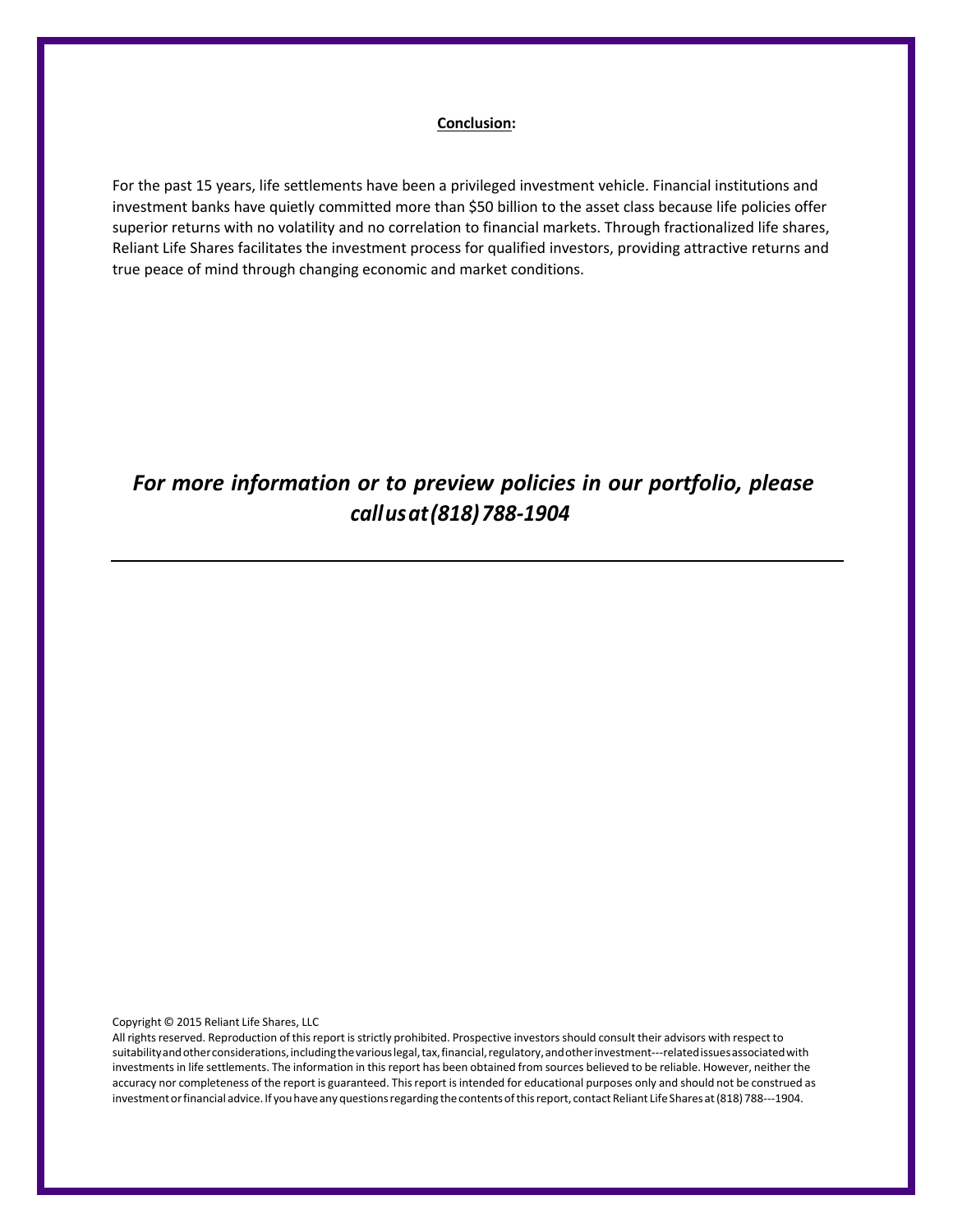**Conclusion:**

For the past 15 years, life settlements have been a privileged investment vehicle. Financial institutions and investment banks have quietly committed more than $50 billion to the asset class because life policies offer superior returns with no volatility and no correlation to financial markets. Through fractionalized life shares, Reliant Life Shares facilitates the investment process for qualified investors, providing attractive returns and true peace of mind through changing economic and market conditions.

***For more information or to preview policies in our portfolio, please call us at (818) 788-1904***

---

Copyright © 2015 Reliant Life Shares, LLC

All rights reserved. Reproduction of this report is strictly prohibited. Prospective investors should consult their advisors with respect to suitability and other considerations, including the various legal, tax, financial, regulatory, and other investment---related issues associated with investments in life settlements. The information in this report has been obtained from sources believed to be reliable. However, neither the accuracy nor completeness of the report is guaranteed. This report is intended for educational purposes only and should not be construed as investment or financial advice. If you have any questions regarding the contents of this report, contact Reliant Life Shares at (818) 788---1904.